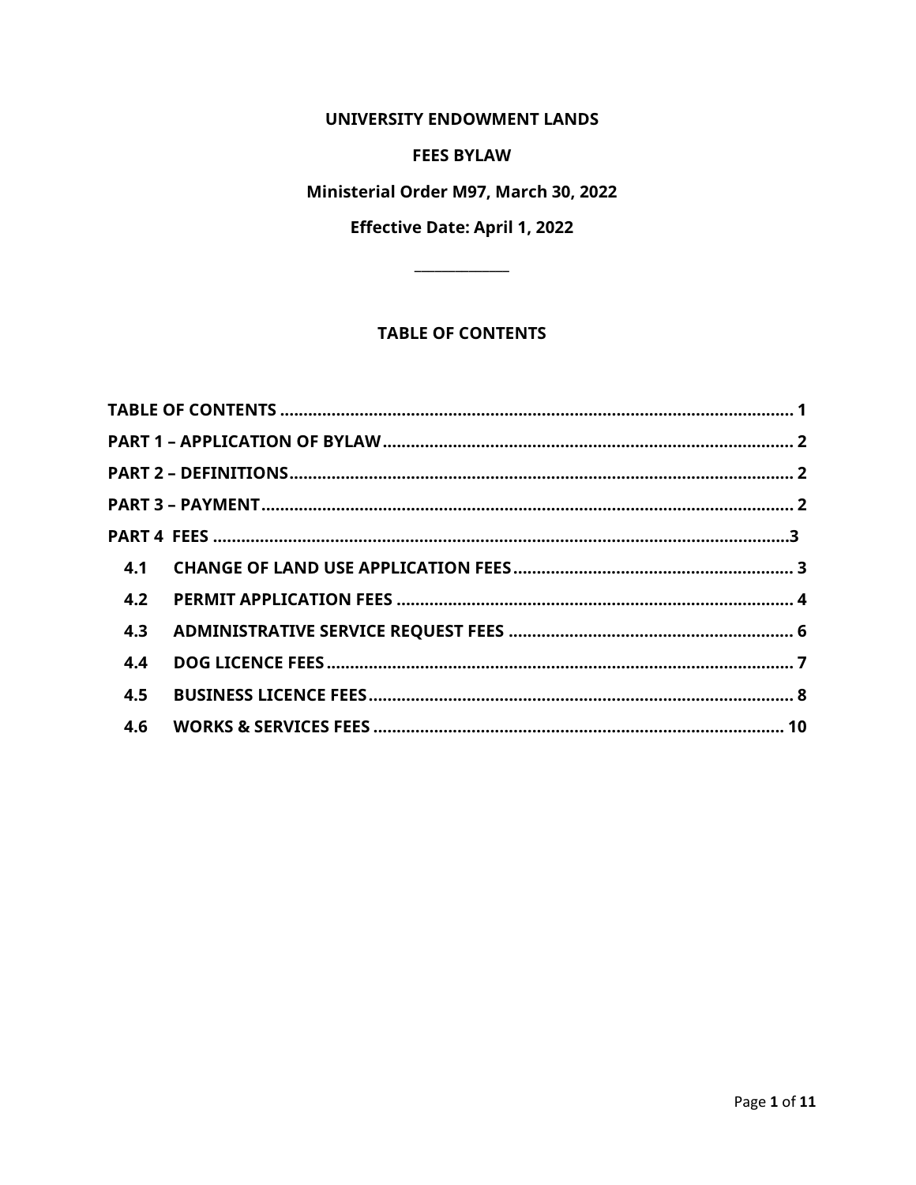# UNIVERSITY ENDOWMENT LANDS

## FEES BYLAW

**Ministerial Order M97, March 30, 2022**

**Effective Date: April 1, 2022**

---

## TABLE OF CONTENTS

**TABLE OF CONTENTS** .......... 1

**PART 1 – APPLICATION OF BYLAW** .......... 2

**PART 2 – DEFINITIONS** .......... 2

**PART 3 – PAYMENT** .......... 2

**PART 4 FEES** .......... 3

- **4.1 CHANGE OF LAND USE APPLICATION FEES** .......... 3
- **4.2 PERMIT APPLICATION FEES** .......... 4
- **4.3 ADMINISTRATIVE SERVICE REQUEST FEES** .......... 6
- **4.4 DOG LICENCE FEES** .......... 7
- **4.5 BUSINESS LICENCE FEES** .......... 8
- **4.6 WORKS & SERVICES FEES** .......... 10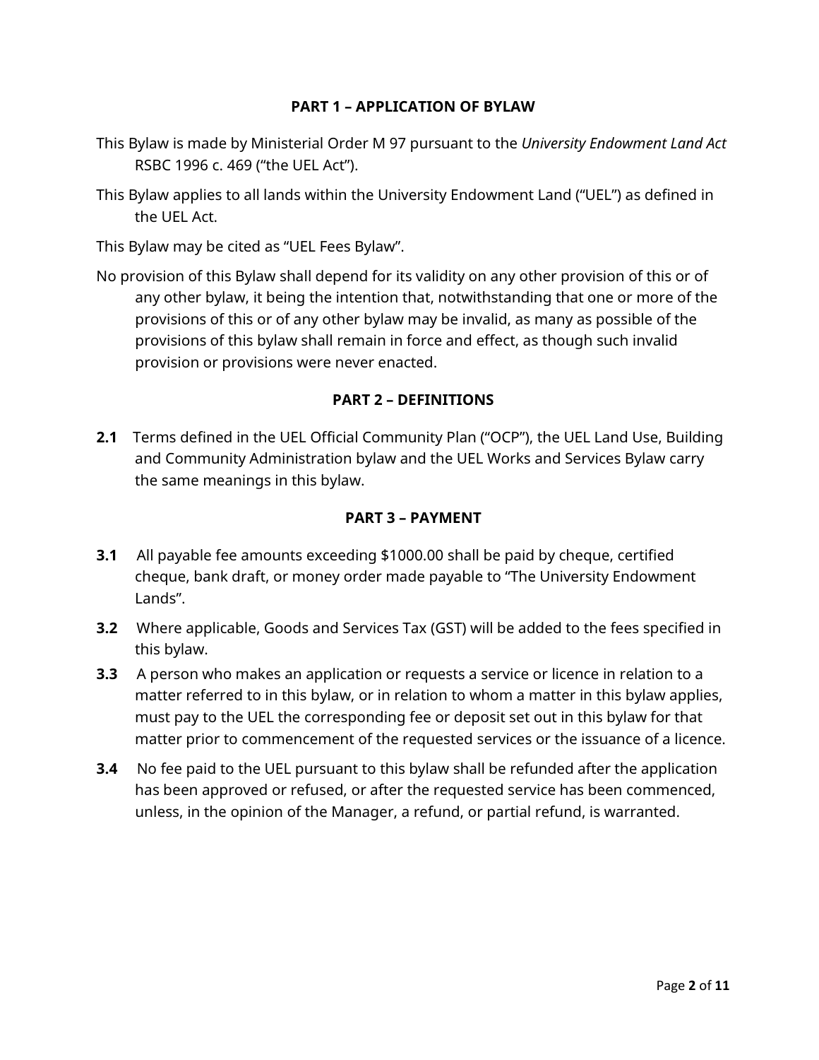## PART 1 – APPLICATION OF BYLAW

This Bylaw is made by Ministerial Order M 97 pursuant to the *University Endowment Land Act* RSBC 1996 c. 469 ("the UEL Act").

This Bylaw applies to all lands within the University Endowment Land ("UEL") as defined in the UEL Act.

This Bylaw may be cited as "UEL Fees Bylaw".

No provision of this Bylaw shall depend for its validity on any other provision of this or of any other bylaw, it being the intention that, notwithstanding that one or more of the provisions of this or of any other bylaw may be invalid, as many as possible of the provisions of this bylaw shall remain in force and effect, as though such invalid provision or provisions were never enacted.

## PART 2 – DEFINITIONS

**2.1** Terms defined in the UEL Official Community Plan ("OCP"), the UEL Land Use, Building and Community Administration bylaw and the UEL Works and Services Bylaw carry the same meanings in this bylaw.

## PART 3 – PAYMENT

**3.1** All payable fee amounts exceeding $1000.00 shall be paid by cheque, certified cheque, bank draft, or money order made payable to "The University Endowment Lands".

**3.2** Where applicable, Goods and Services Tax (GST) will be added to the fees specified in this bylaw.

**3.3** A person who makes an application or requests a service or licence in relation to a matter referred to in this bylaw, or in relation to whom a matter in this bylaw applies, must pay to the UEL the corresponding fee or deposit set out in this bylaw for that matter prior to commencement of the requested services or the issuance of a licence.

**3.4** No fee paid to the UEL pursuant to this bylaw shall be refunded after the application has been approved or refused, or after the requested service has been commenced, unless, in the opinion of the Manager, a refund, or partial refund, is warranted.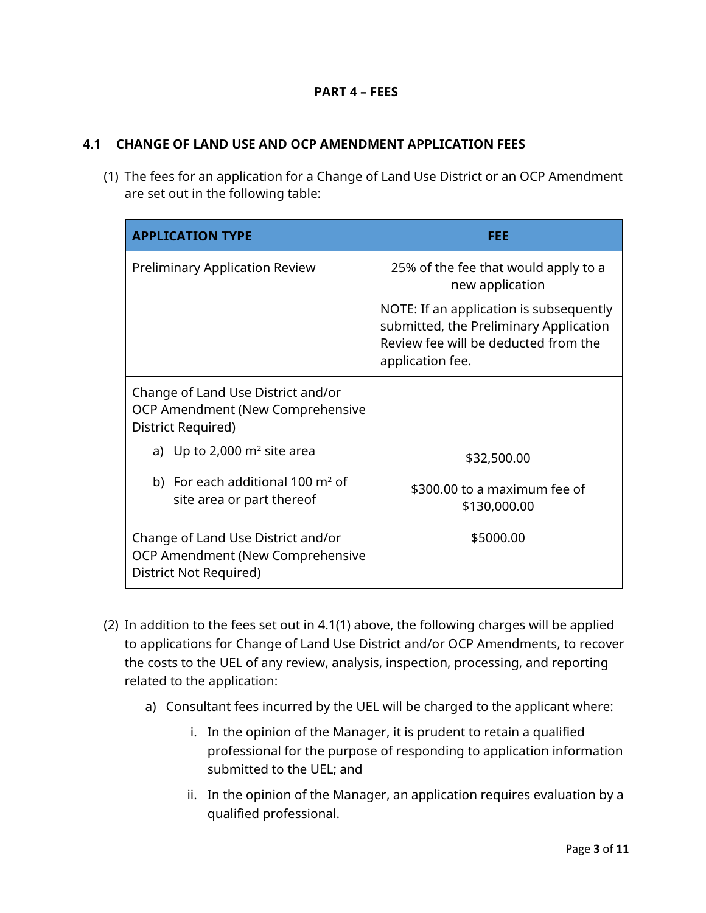## PART 4 – FEES

### 4.1 CHANGE OF LAND USE AND OCP AMENDMENT APPLICATION FEES

(1) The fees for an application for a Change of Land Use District or an OCP Amendment are set out in the following table:

| APPLICATION TYPE | FEE |
| --- | --- |
| Preliminary Application Review | 25% of the fee that would apply to a new application<br><br>NOTE: If an application is subsequently submitted, the Preliminary Application Review fee will be deducted from the application fee. |
| Change of Land Use District and/or OCP Amendment (New Comprehensive District Required)<br>a) Up to 2,000 $m^2$ site area<br>b) For each additional 100 $m^2$ of site area or part thereof | <br>$32,500.00<br>$300.00 to a maximum fee of $130,000.00 |
| Change of Land Use District and/or OCP Amendment (New Comprehensive District Not Required) | $5000.00 |

(2) In addition to the fees set out in 4.1(1) above, the following charges will be applied to applications for Change of Land Use District and/or OCP Amendments, to recover the costs to the UEL of any review, analysis, inspection, processing, and reporting related to the application:

a) Consultant fees incurred by the UEL will be charged to the applicant where:

i. In the opinion of the Manager, it is prudent to retain a qualified professional for the purpose of responding to application information submitted to the UEL; and

ii. In the opinion of the Manager, an application requires evaluation by a qualified professional.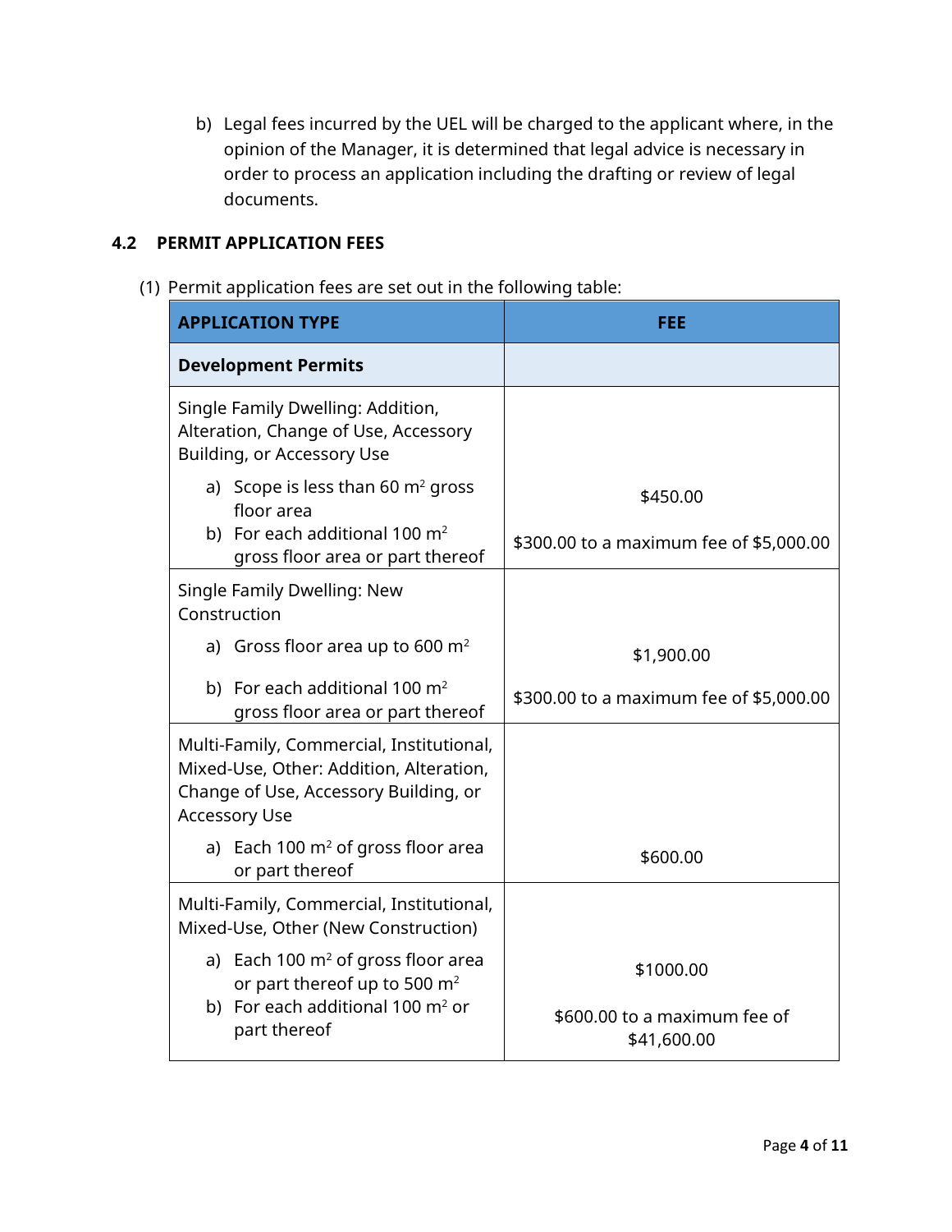b) Legal fees incurred by the UEL will be charged to the applicant where, in the opinion of the Manager, it is determined that legal advice is necessary in order to process an application including the drafting or review of legal documents.

## 4.2 PERMIT APPLICATION FEES

(1) Permit application fees are set out in the following table:

| APPLICATION TYPE | FEE |
|---|---|
| **Development Permits** | |
| Single Family Dwelling: Addition, Alteration, Change of Use, Accessory Building, or Accessory Use | |
| a) Scope is less than 60 m² gross floor area | $450.00 |
| b) For each additional 100 m² gross floor area or part thereof | $300.00 to a maximum fee of $5,000.00 |
| Single Family Dwelling: New Construction | |
| a) Gross floor area up to 600 m² | $1,900.00 |
| b) For each additional 100 m² gross floor area or part thereof | $300.00 to a maximum fee of $5,000.00 |
| Multi-Family, Commercial, Institutional, Mixed-Use, Other: Addition, Alteration, Change of Use, Accessory Building, or Accessory Use | |
| a) Each 100 m² of gross floor area or part thereof | $600.00 |
| Multi-Family, Commercial, Institutional, Mixed-Use, Other (New Construction) | |
| a) Each 100 m² of gross floor area or part thereof up to 500 m² | $1000.00 |
| b) For each additional 100 m² or part thereof | $600.00 to a maximum fee of $41,600.00 |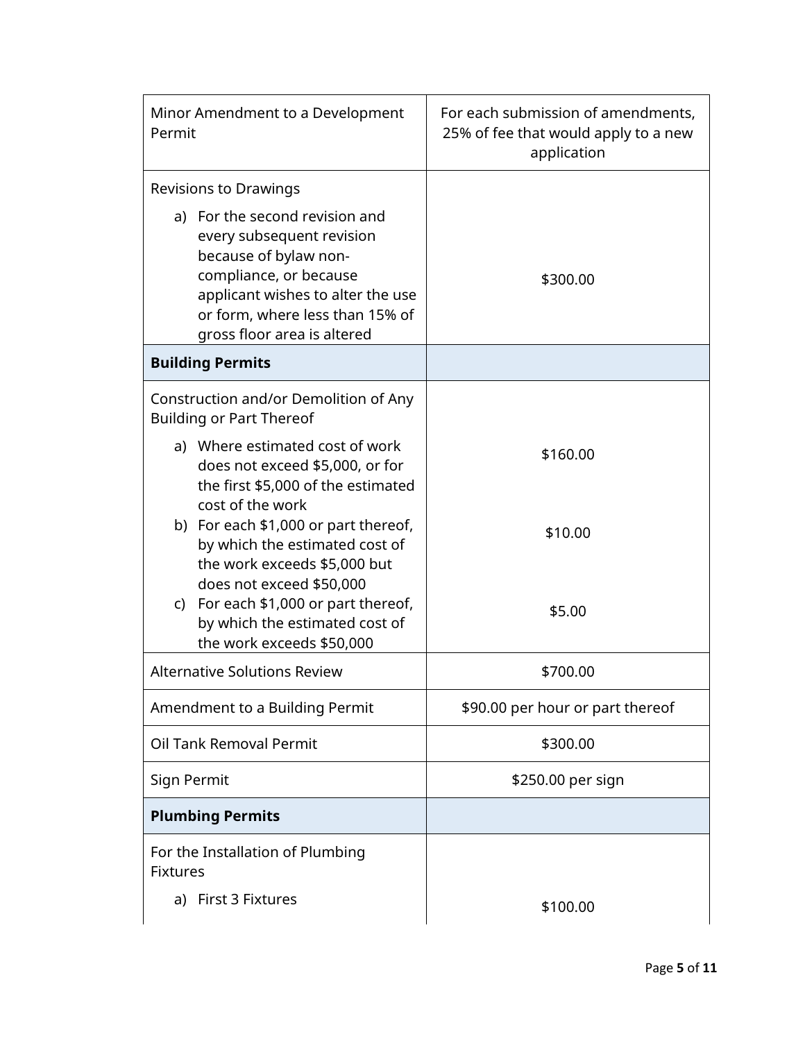| | |
|---|---|
| Minor Amendment to a Development Permit | For each submission of amendments, 25% of fee that would apply to a new application |
| Revisions to Drawings<br>a) For the second revision and every subsequent revision because of bylaw non-compliance, or because applicant wishes to alter the use or form, where less than 15% of gross floor area is altered | $300.00 |
| **Building Permits** | |
| Construction and/or Demolition of Any Building or Part Thereof<br>a) Where estimated cost of work does not exceed $5,000, or for the first $5,000 of the estimated cost of the work<br>b) For each $1,000 or part thereof, by which the estimated cost of the work exceeds $5,000 but does not exceed $50,000<br>c) For each $1,000 or part thereof, by which the estimated cost of the work exceeds $50,000 | $160.00<br><br>$10.00<br><br>$5.00 |
| Alternative Solutions Review | $700.00 |
| Amendment to a Building Permit | $90.00 per hour or part thereof |
| Oil Tank Removal Permit | $300.00 |
| Sign Permit | $250.00 per sign |
| **Plumbing Permits** | |
| For the Installation of Plumbing Fixtures<br>a) First 3 Fixtures | $100.00 |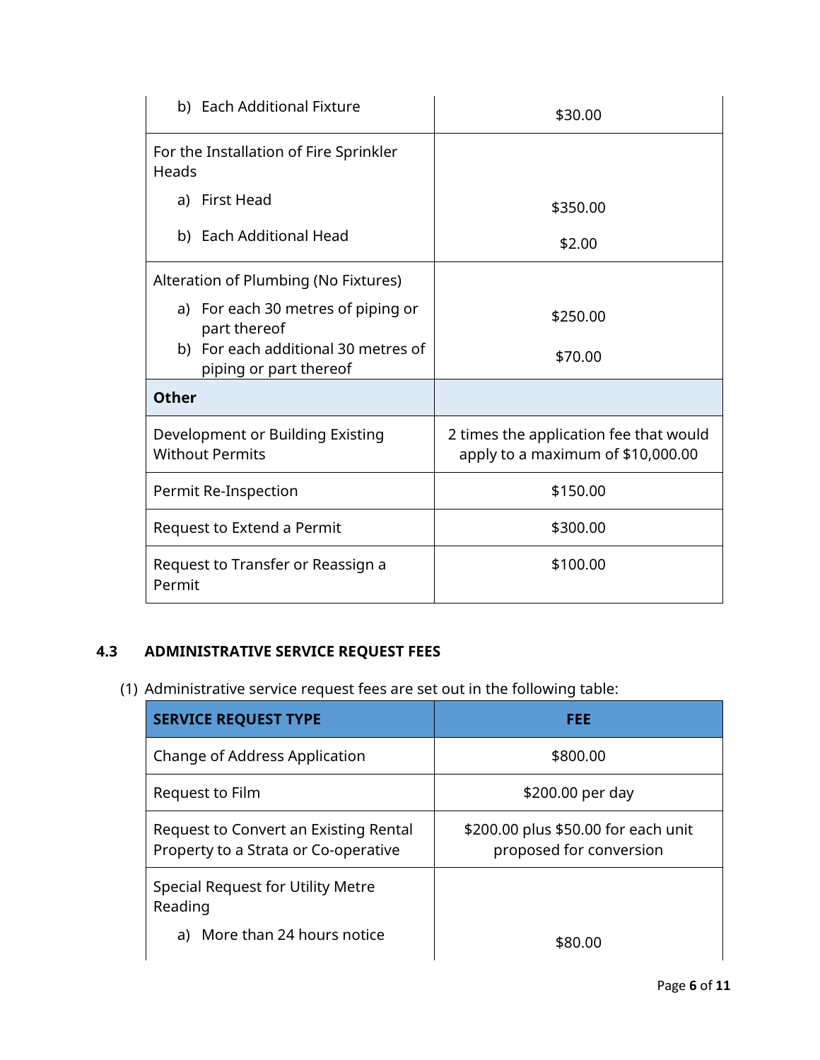| | |
|---|---|
| b) Each Additional Fixture | $30.00 |
| For the Installation of Fire Sprinkler Heads<br>a) First Head<br>b) Each Additional Head | <br>$350.00<br>$2.00 |
| Alteration of Plumbing (No Fixtures)<br>a) For each 30 metres of piping or part thereof<br>b) For each additional 30 metres of piping or part thereof | <br>$250.00<br>$70.00 |
| **Other** | |
| Development or Building Existing Without Permits | 2 times the application fee that would apply to a maximum of $10,000.00 |
| Permit Re-Inspection | $150.00 |
| Request to Extend a Permit | $300.00 |
| Request to Transfer or Reassign a Permit | $100.00 |

### 4.3 ADMINISTRATIVE SERVICE REQUEST FEES

(1) Administrative service request fees are set out in the following table:

| SERVICE REQUEST TYPE | FEE |
|---|---|
| Change of Address Application | $800.00 |
| Request to Film | $200.00 per day |
| Request to Convert an Existing Rental Property to a Strata or Co-operative | $200.00 plus $50.00 for each unit proposed for conversion |
| Special Request for Utility Metre Reading<br>a) More than 24 hours notice | <br>$80.00 |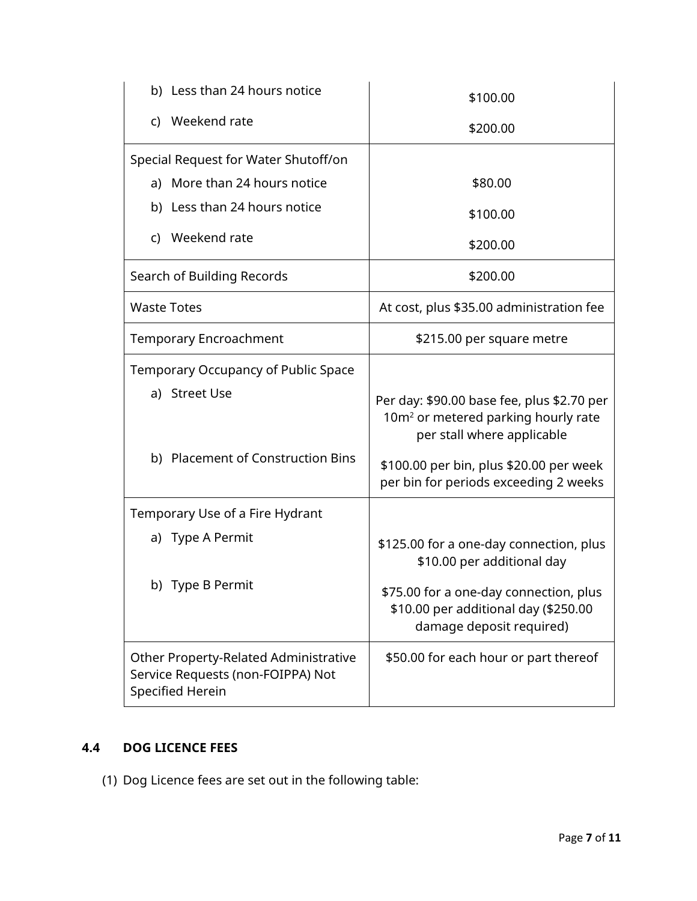| | |
|---|---|
| b) Less than 24 hours notice<br>c) Weekend rate | \$100.00<br>\$200.00 |
| Special Request for Water Shutoff/on<br>a) More than 24 hours notice<br>b) Less than 24 hours notice<br>c) Weekend rate | <br>\$80.00<br>\$100.00<br>\$200.00 |
| Search of Building Records | \$200.00 |
| Waste Totes | At cost, plus \$35.00 administration fee |
| Temporary Encroachment | \$215.00 per square metre |
| Temporary Occupancy of Public Space<br>a) Street Use<br><br>b) Placement of Construction Bins | <br>Per day: \$90.00 base fee, plus \$2.70 per 10m$^2$ or metered parking hourly rate per stall where applicable<br>\$100.00 per bin, plus \$20.00 per week per bin for periods exceeding 2 weeks |
| Temporary Use of a Fire Hydrant<br>a) Type A Permit<br><br>b) Type B Permit | <br>\$125.00 for a one-day connection, plus \$10.00 per additional day<br>\$75.00 for a one-day connection, plus \$10.00 per additional day (\$250.00 damage deposit required) |
| Other Property-Related Administrative Service Requests (non-FOIPPA) Not Specified Herein | \$50.00 for each hour or part thereof |

## 4.4 DOG LICENCE FEES

(1) Dog Licence fees are set out in the following table: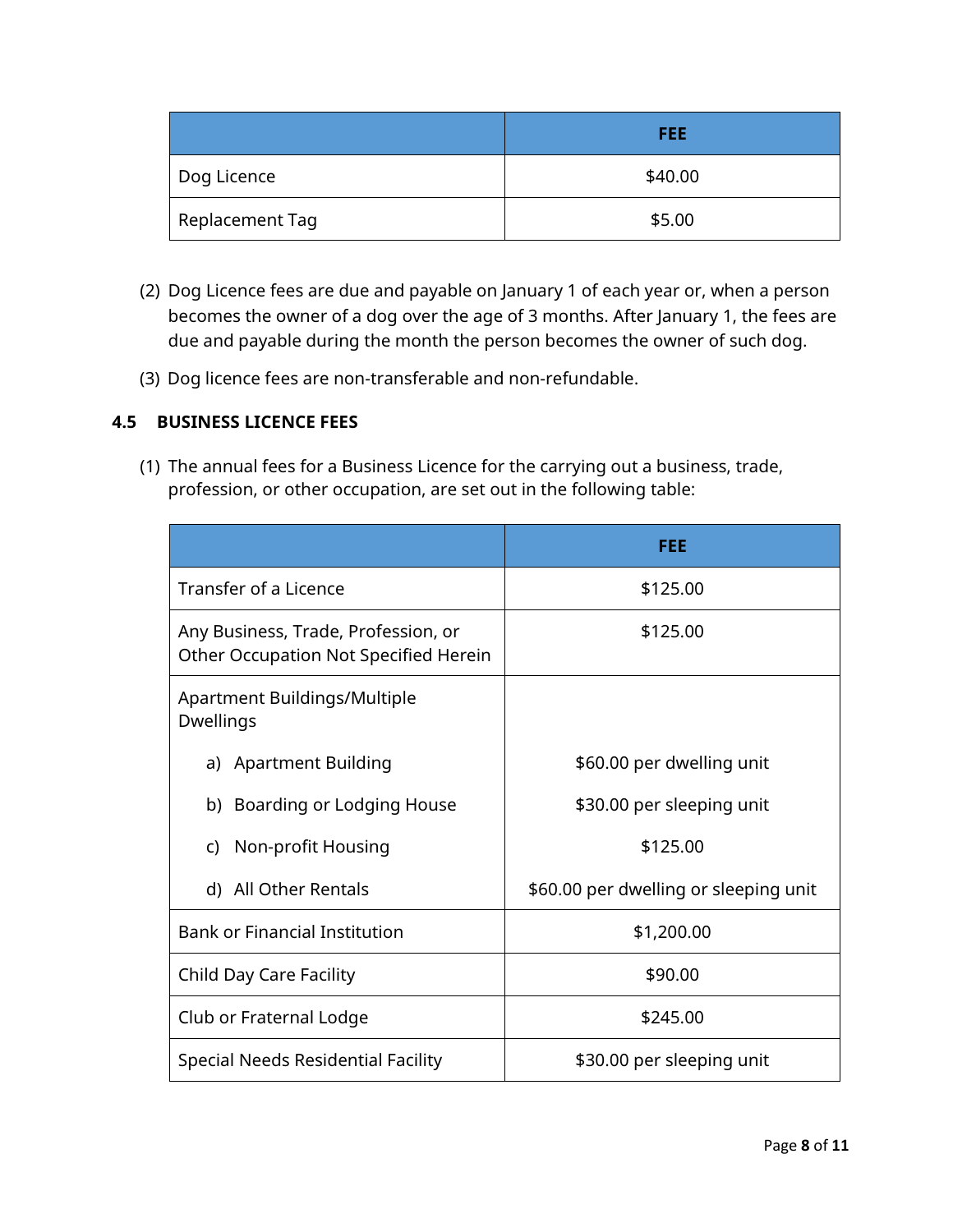| | FEE |
|---|---|
| Dog Licence | $40.00 |
| Replacement Tag | $5.00 |

(2) Dog Licence fees are due and payable on January 1 of each year or, when a person becomes the owner of a dog over the age of 3 months. After January 1, the fees are due and payable during the month the person becomes the owner of such dog.

(3) Dog licence fees are non-transferable and non-refundable.

### 4.5 BUSINESS LICENCE FEES

(1) The annual fees for a Business Licence for the carrying out a business, trade, profession, or other occupation, are set out in the following table:

| | FEE |
|---|---|
| Transfer of a Licence | $125.00 |
| Any Business, Trade, Profession, or Other Occupation Not Specified Herein | $125.00 |
| Apartment Buildings/Multiple Dwellings | |
| a) Apartment Building | $60.00 per dwelling unit |
| b) Boarding or Lodging House | $30.00 per sleeping unit |
| c) Non-profit Housing | $125.00 |
| d) All Other Rentals | $60.00 per dwelling or sleeping unit |
| Bank or Financial Institution | $1,200.00 |
| Child Day Care Facility | $90.00 |
| Club or Fraternal Lodge | $245.00 |
| Special Needs Residential Facility | $30.00 per sleeping unit |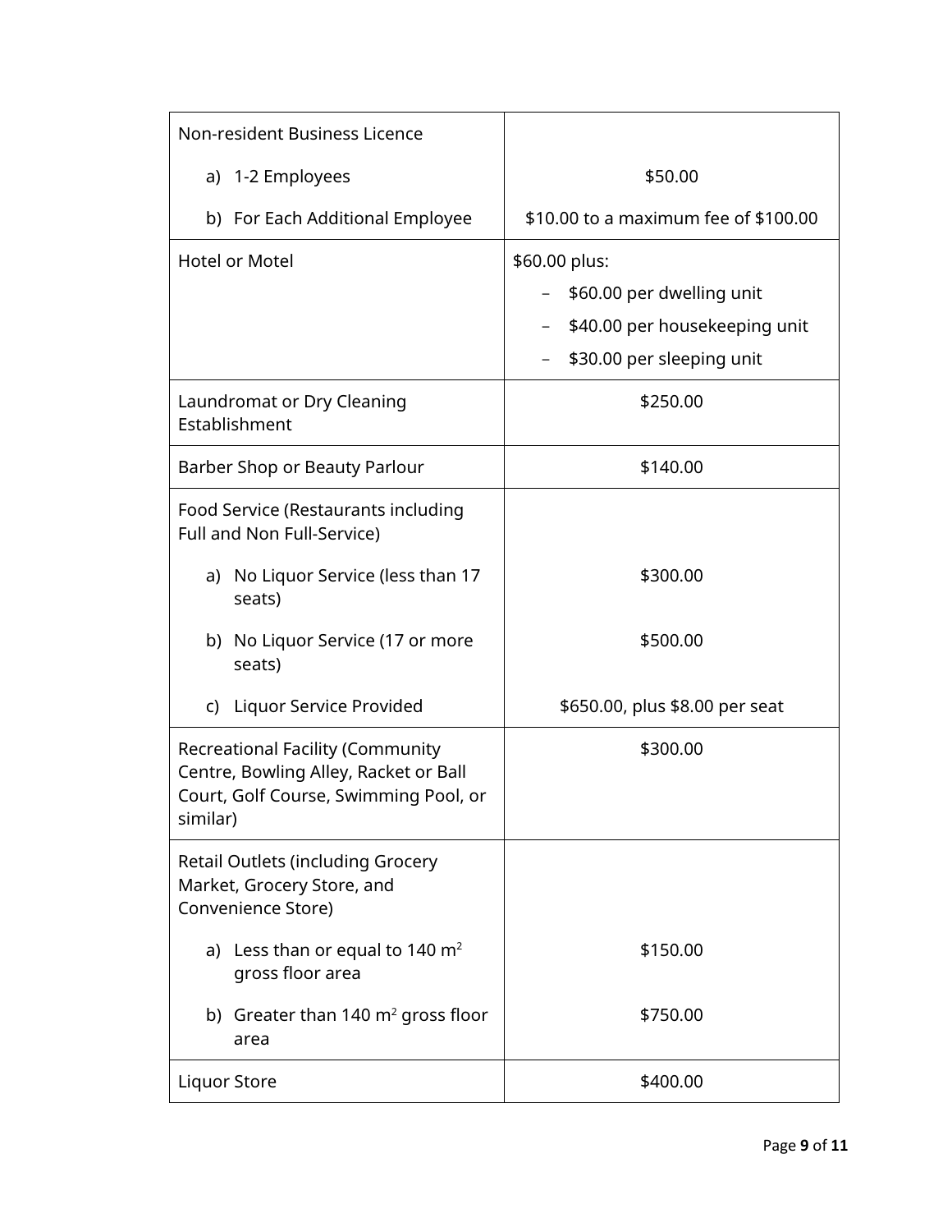| | |
|---|---|
| Non-resident Business Licence<br>a) 1-2 Employees<br>b) For Each Additional Employee | <br>\$50.00<br>\$10.00 to a maximum fee of \$100.00 |
| Hotel or Motel | \$60.00 plus:<br>– \$60.00 per dwelling unit<br>– \$40.00 per housekeeping unit<br>– \$30.00 per sleeping unit |
| Laundromat or Dry Cleaning Establishment | \$250.00 |
| Barber Shop or Beauty Parlour | \$140.00 |
| Food Service (Restaurants including Full and Non Full-Service)<br>a) No Liquor Service (less than 17 seats)<br>b) No Liquor Service (17 or more seats)<br>c) Liquor Service Provided | <br>\$300.00<br>\$500.00<br>\$650.00, plus \$8.00 per seat |
| Recreational Facility (Community Centre, Bowling Alley, Racket or Ball Court, Golf Course, Swimming Pool, or similar) | \$300.00 |
| Retail Outlets (including Grocery Market, Grocery Store, and Convenience Store)<br>a) Less than or equal to 140 $m^2$ gross floor area<br>b) Greater than 140 $m^2$ gross floor area | <br>\$150.00<br>\$750.00 |
| Liquor Store | \$400.00 |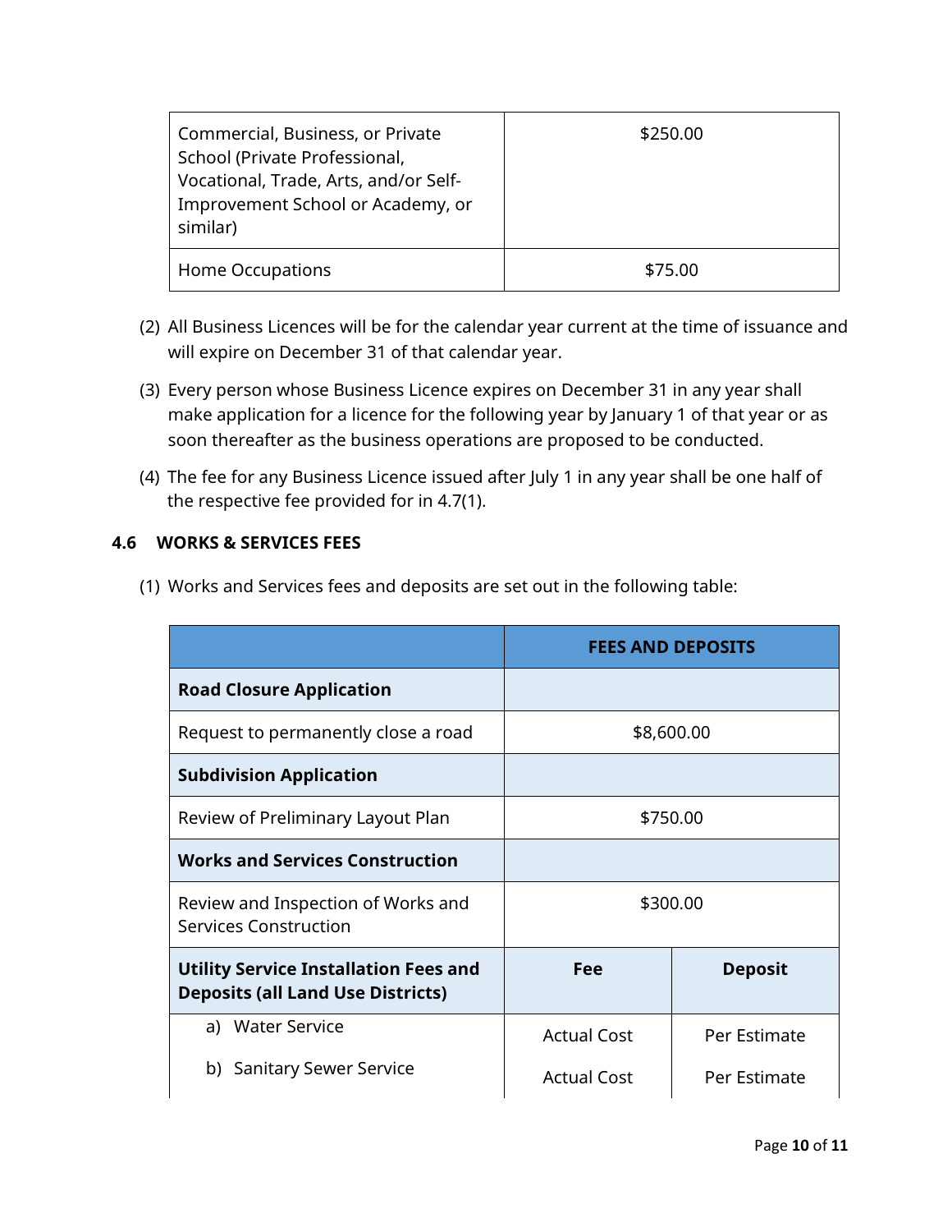| | |
|---|---|
| Commercial, Business, or Private School (Private Professional, Vocational, Trade, Arts, and/or Self-Improvement School or Academy, or similar) | $250.00 |
| Home Occupations | $75.00 |

(2) All Business Licences will be for the calendar year current at the time of issuance and will expire on December 31 of that calendar year.

(3) Every person whose Business Licence expires on December 31 in any year shall make application for a licence for the following year by January 1 of that year or as soon thereafter as the business operations are proposed to be conducted.

(4) The fee for any Business Licence issued after July 1 in any year shall be one half of the respective fee provided for in 4.7(1).

### 4.6 WORKS & SERVICES FEES

(1) Works and Services fees and deposits are set out in the following table:

| | **FEES AND DEPOSITS** | |
|---|---|---|
| **Road Closure Application** | | |
| Request to permanently close a road | $8,600.00 | |
| **Subdivision Application** | | |
| Review of Preliminary Layout Plan | $750.00 | |
| **Works and Services Construction** | | |
| Review and Inspection of Works and Services Construction | $300.00 | |
| **Utility Service Installation Fees and Deposits (all Land Use Districts)** | **Fee** | **Deposit** |
| a) Water Service | Actual Cost | Per Estimate |
| b) Sanitary Sewer Service | Actual Cost | Per Estimate |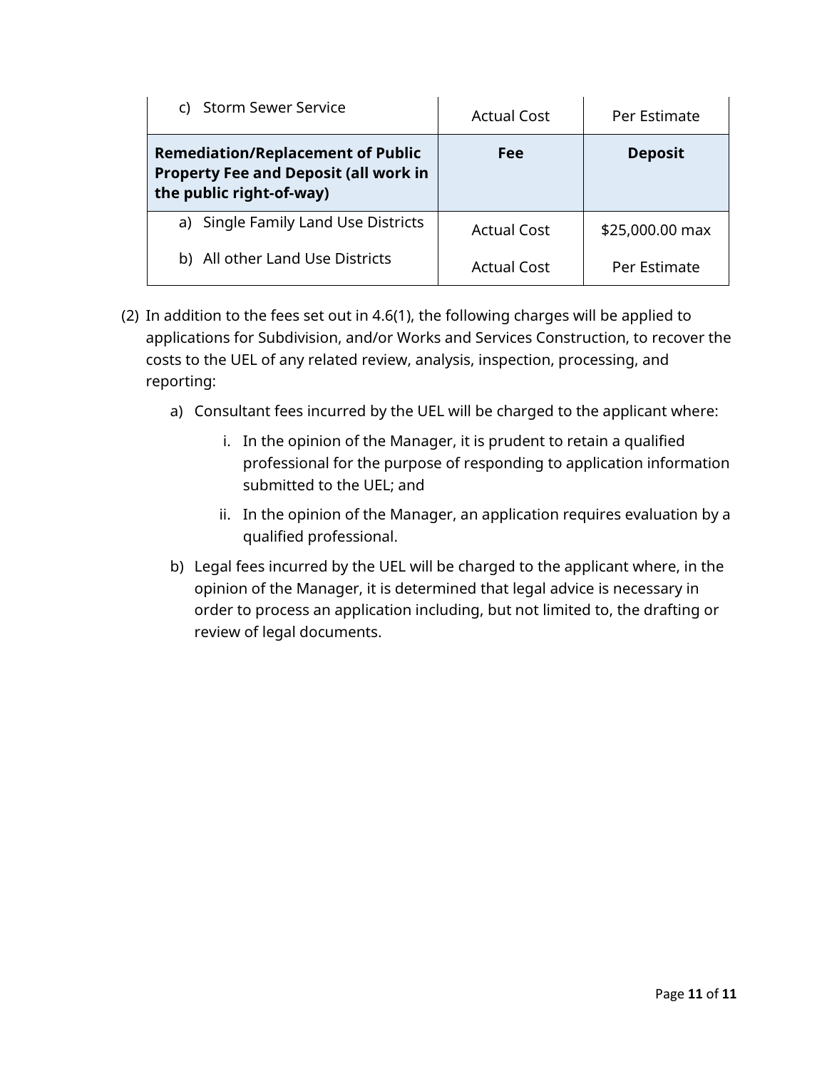| | | |
|---|---|---|
| c) Storm Sewer Service | Actual Cost | Per Estimate |
| **Remediation/Replacement of Public Property Fee and Deposit (all work in the public right-of-way)** | **Fee** | **Deposit** |
| a) Single Family Land Use Districts | Actual Cost | $25,000.00 max |
| b) All other Land Use Districts | Actual Cost | Per Estimate |

(2) In addition to the fees set out in 4.6(1), the following charges will be applied to applications for Subdivision, and/or Works and Services Construction, to recover the costs to the UEL of any related review, analysis, inspection, processing, and reporting:

a) Consultant fees incurred by the UEL will be charged to the applicant where:

i. In the opinion of the Manager, it is prudent to retain a qualified professional for the purpose of responding to application information submitted to the UEL; and

ii. In the opinion of the Manager, an application requires evaluation by a qualified professional.

b) Legal fees incurred by the UEL will be charged to the applicant where, in the opinion of the Manager, it is determined that legal advice is necessary in order to process an application including, but not limited to, the drafting or review of legal documents.